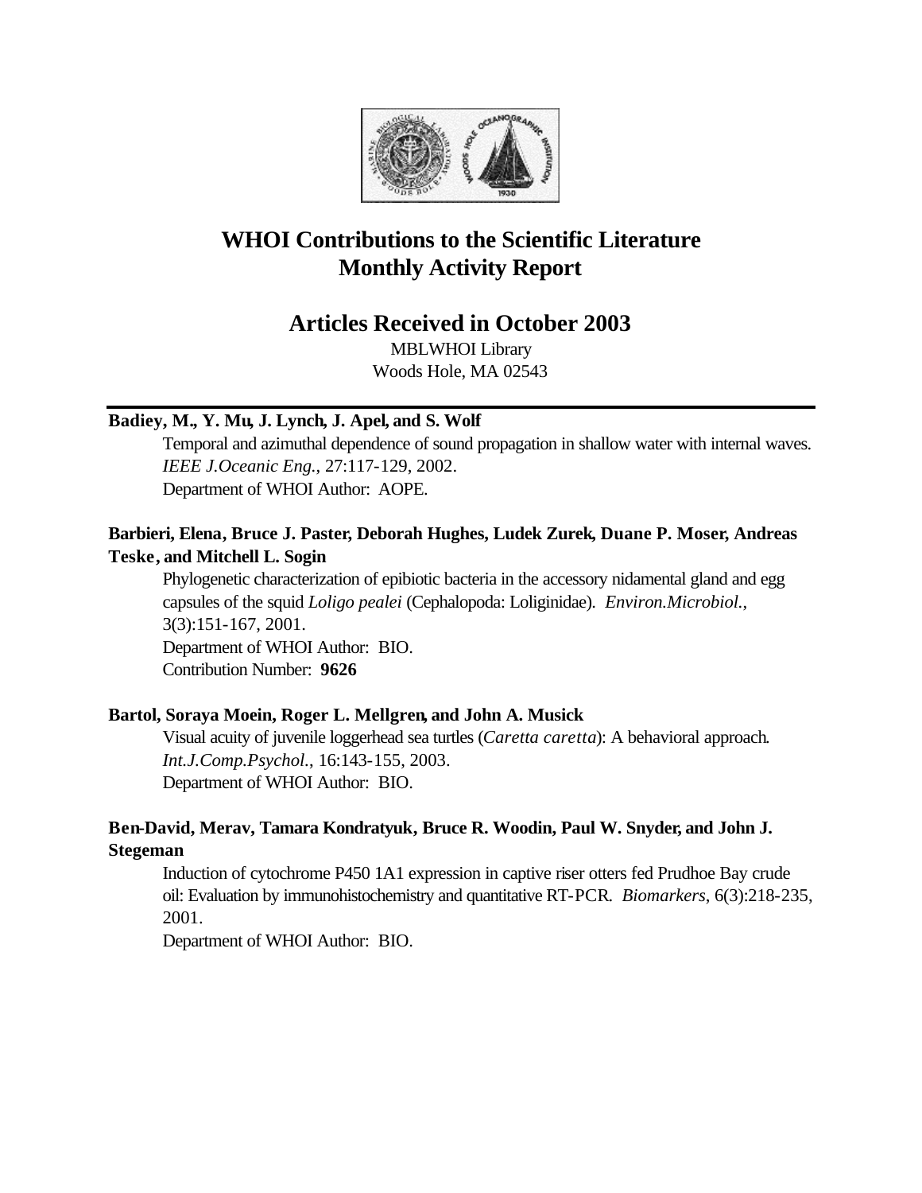# WHOI Contributions to the Scientific Literature
# Monthly Activity Report

## Articles Received in October 2003

MBLWHOI Library
Woods Hole, MA 02543

---

**Badiey, M., Y. Mu, J. Lynch, J. Apel, and S. Wolf**

Temporal and azimuthal dependence of sound propagation in shallow water with internal waves. *IEEE J.Oceanic Eng.*, 27:117-129, 2002.
Department of WHOI Author: AOPE.

**Barbieri, Elena, Bruce J. Paster, Deborah Hughes, Ludek Zurek, Duane P. Moser, Andreas Teske, and Mitchell L. Sogin**

Phylogenetic characterization of epibiotic bacteria in the accessory nidamental gland and egg capsules of the squid *Loligo pealei* (Cephalopoda: Loliginidae). *Environ.Microbiol.*, 3(3):151-167, 2001.
Department of WHOI Author: BIO.
Contribution Number: **9626**

**Bartol, Soraya Moein, Roger L. Mellgren, and John A. Musick**

Visual acuity of juvenile loggerhead sea turtles (*Caretta caretta*): A behavioral approach. *Int.J.Comp.Psychol.*, 16:143-155, 2003.
Department of WHOI Author: BIO.

**Ben-David, Merav, Tamara Kondratyuk, Bruce R. Woodin, Paul W. Snyder, and John J. Stegeman**

Induction of cytochrome P450 1A1 expression in captive riser otters fed Prudhoe Bay crude oil: Evaluation by immunohistochemistry and quantitative RT-PCR. *Biomarkers*, 6(3):218-235, 2001.
Department of WHOI Author: BIO.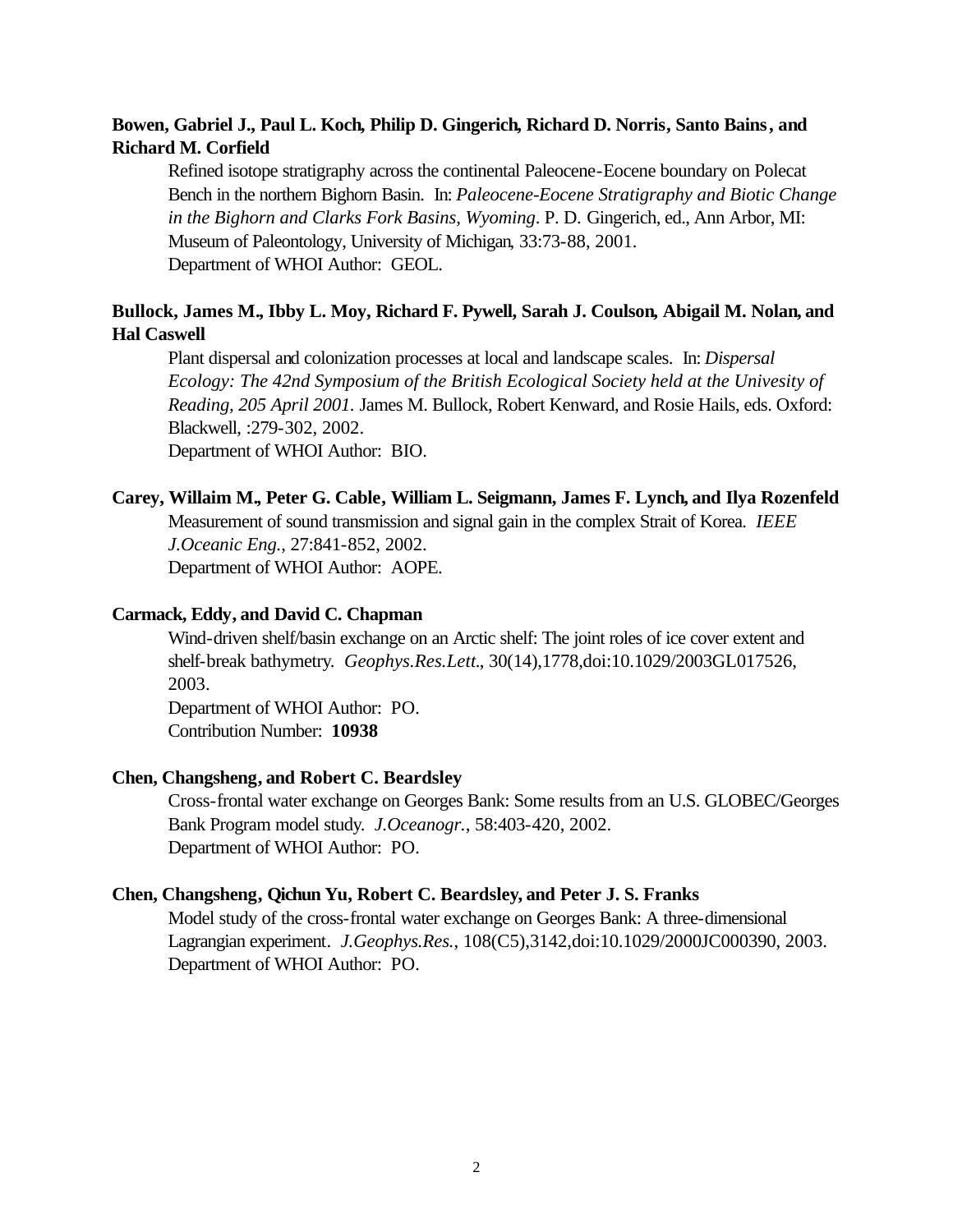**Bowen, Gabriel J., Paul L. Koch, Philip D. Gingerich, Richard D. Norris, Santo Bains, and Richard M. Corfield**

Refined isotope stratigraphy across the continental Paleocene-Eocene boundary on Polecat Bench in the northern Bighorn Basin. In: *Paleocene-Eocene Stratigraphy and Biotic Change in the Bighorn and Clarks Fork Basins, Wyoming*. P. D. Gingerich, ed., Ann Arbor, MI: Museum of Paleontology, University of Michigan, 33:73-88, 2001.
Department of WHOI Author: GEOL.

**Bullock, James M., Ibby L. Moy, Richard F. Pywell, Sarah J. Coulson, Abigail M. Nolan, and Hal Caswell**

Plant dispersal and colonization processes at local and landscape scales. In: *Dispersal Ecology: The 42nd Symposium of the British Ecological Society held at the Univesity of Reading, 205 April 2001.* James M. Bullock, Robert Kenward, and Rosie Hails, eds. Oxford: Blackwell, :279-302, 2002.
Department of WHOI Author: BIO.

**Carey, Willaim M., Peter G. Cable, William L. Seigmann, James F. Lynch, and Ilya Rozenfeld**

Measurement of sound transmission and signal gain in the complex Strait of Korea. *IEEE J.Oceanic Eng.*, 27:841-852, 2002.
Department of WHOI Author: AOPE.

**Carmack, Eddy, and David C. Chapman**

Wind-driven shelf/basin exchange on an Arctic shelf: The joint roles of ice cover extent and shelf-break bathymetry. *Geophys.Res.Lett.*, 30(14),1778,doi:10.1029/2003GL017526, 2003.
Department of WHOI Author: PO.
Contribution Number: **10938**

**Chen, Changsheng, and Robert C. Beardsley**

Cross-frontal water exchange on Georges Bank: Some results from an U.S. GLOBEC/Georges Bank Program model study. *J.Oceanogr.*, 58:403-420, 2002.
Department of WHOI Author: PO.

**Chen, Changsheng, Qichun Yu, Robert C. Beardsley, and Peter J. S. Franks**

Model study of the cross-frontal water exchange on Georges Bank: A three-dimensional Lagrangian experiment. *J.Geophys.Res.*, 108(C5),3142,doi:10.1029/2000JC000390, 2003.
Department of WHOI Author: PO.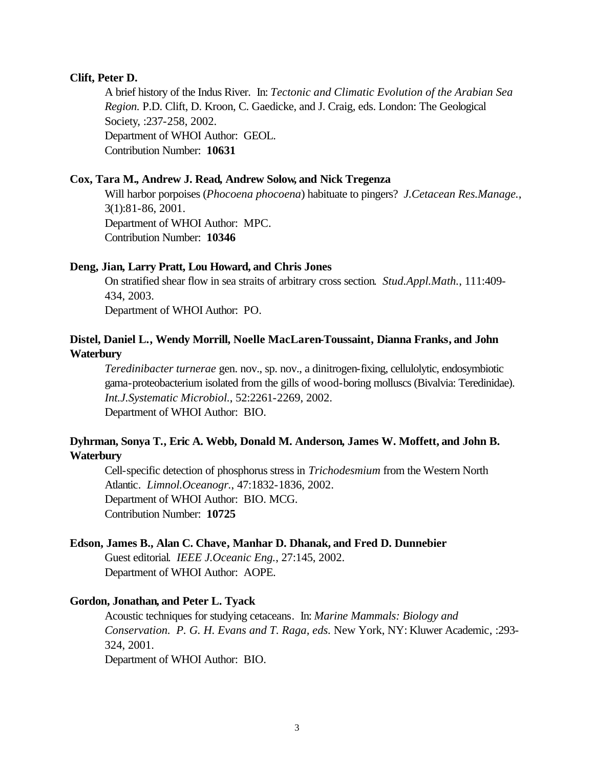**Clift, Peter D.**

A brief history of the Indus River. In: *Tectonic and Climatic Evolution of the Arabian Sea Region.* P.D. Clift, D. Kroon, C. Gaedicke, and J. Craig, eds. London: The Geological Society, :237-258, 2002.
Department of WHOI Author: GEOL.
Contribution Number: **10631**

**Cox, Tara M., Andrew J. Read, Andrew Solow, and Nick Tregenza**

Will harbor porpoises (*Phocoena phocoena*) habituate to pingers? *J.Cetacean Res.Manage.*, 3(1):81-86, 2001.
Department of WHOI Author: MPC.
Contribution Number: **10346**

**Deng, Jian, Larry Pratt, Lou Howard, and Chris Jones**

On stratified shear flow in sea straits of arbitrary cross section. *Stud.Appl.Math.*, 111:409-434, 2003.
Department of WHOI Author: PO.

**Distel, Daniel L., Wendy Morrill, Noelle MacLaren-Toussaint, Dianna Franks, and John Waterbury**

*Teredinibacter turnerae* gen. nov., sp. nov., a dinitrogen-fixing, cellulolytic, endosymbiotic gama-proteobacterium isolated from the gills of wood-boring molluscs (Bivalvia: Teredinidae). *Int.J.Systematic Microbiol.*, 52:2261-2269, 2002.
Department of WHOI Author: BIO.

**Dyhrman, Sonya T., Eric A. Webb, Donald M. Anderson, James W. Moffett, and John B. Waterbury**

Cell-specific detection of phosphorus stress in *Trichodesmium* from the Western North Atlantic. *Limnol.Oceanogr.*, 47:1832-1836, 2002.
Department of WHOI Author: BIO. MCG.
Contribution Number: **10725**

**Edson, James B., Alan C. Chave, Manhar D. Dhanak, and Fred D. Dunnebier**

Guest editorial. *IEEE J.Oceanic Eng.*, 27:145, 2002.
Department of WHOI Author: AOPE.

**Gordon, Jonathan, and Peter L. Tyack**

Acoustic techniques for studying cetaceans. In: *Marine Mammals: Biology and Conservation. P. G. H. Evans and T. Raga, eds.* New York, NY: Kluwer Academic, :293-324, 2001.
Department of WHOI Author: BIO.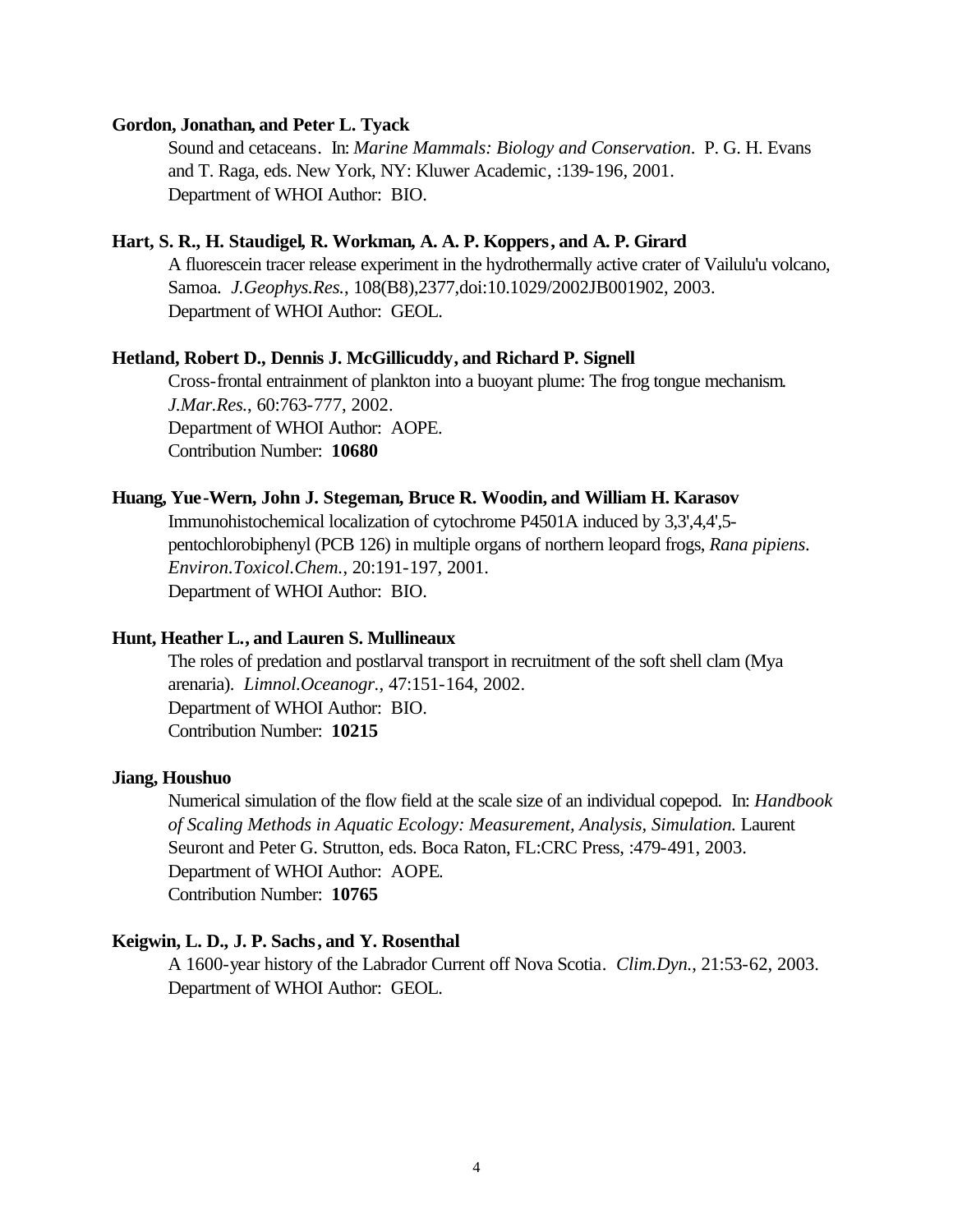**Gordon, Jonathan, and Peter L. Tyack**

Sound and cetaceans. In: *Marine Mammals: Biology and Conservation*. P. G. H. Evans and T. Raga, eds. New York, NY: Kluwer Academic, :139-196, 2001.
Department of WHOI Author: BIO.

**Hart, S. R., H. Staudigel, R. Workman, A. A. P. Koppers, and A. P. Girard**

A fluorescein tracer release experiment in the hydrothermally active crater of Vailulu'u volcano, Samoa. *J.Geophys.Res.*, 108(B8),2377,doi:10.1029/2002JB001902, 2003.
Department of WHOI Author: GEOL.

**Hetland, Robert D., Dennis J. McGillicuddy, and Richard P. Signell**

Cross-frontal entrainment of plankton into a buoyant plume: The frog tongue mechanism. *J.Mar.Res.*, 60:763-777, 2002.
Department of WHOI Author: AOPE.
Contribution Number: **10680**

**Huang, Yue-Wern, John J. Stegeman, Bruce R. Woodin, and William H. Karasov**

Immunohistochemical localization of cytochrome P4501A induced by 3,3',4,4',5-pentochlorobiphenyl (PCB 126) in multiple organs of northern leopard frogs, *Rana pipiens*. *Environ.Toxicol.Chem.*, 20:191-197, 2001.
Department of WHOI Author: BIO.

**Hunt, Heather L., and Lauren S. Mullineaux**

The roles of predation and postlarval transport in recruitment of the soft shell clam (Mya arenaria). *Limnol.Oceanogr.*, 47:151-164, 2002.
Department of WHOI Author: BIO.
Contribution Number: **10215**

**Jiang, Houshuo**

Numerical simulation of the flow field at the scale size of an individual copepod. In: *Handbook of Scaling Methods in Aquatic Ecology: Measurement, Analysis, Simulation.* Laurent Seuront and Peter G. Strutton, eds. Boca Raton, FL:CRC Press, :479-491, 2003.
Department of WHOI Author: AOPE.
Contribution Number: **10765**

**Keigwin, L. D., J. P. Sachs, and Y. Rosenthal**

A 1600-year history of the Labrador Current off Nova Scotia. *Clim.Dyn.*, 21:53-62, 2003.
Department of WHOI Author: GEOL.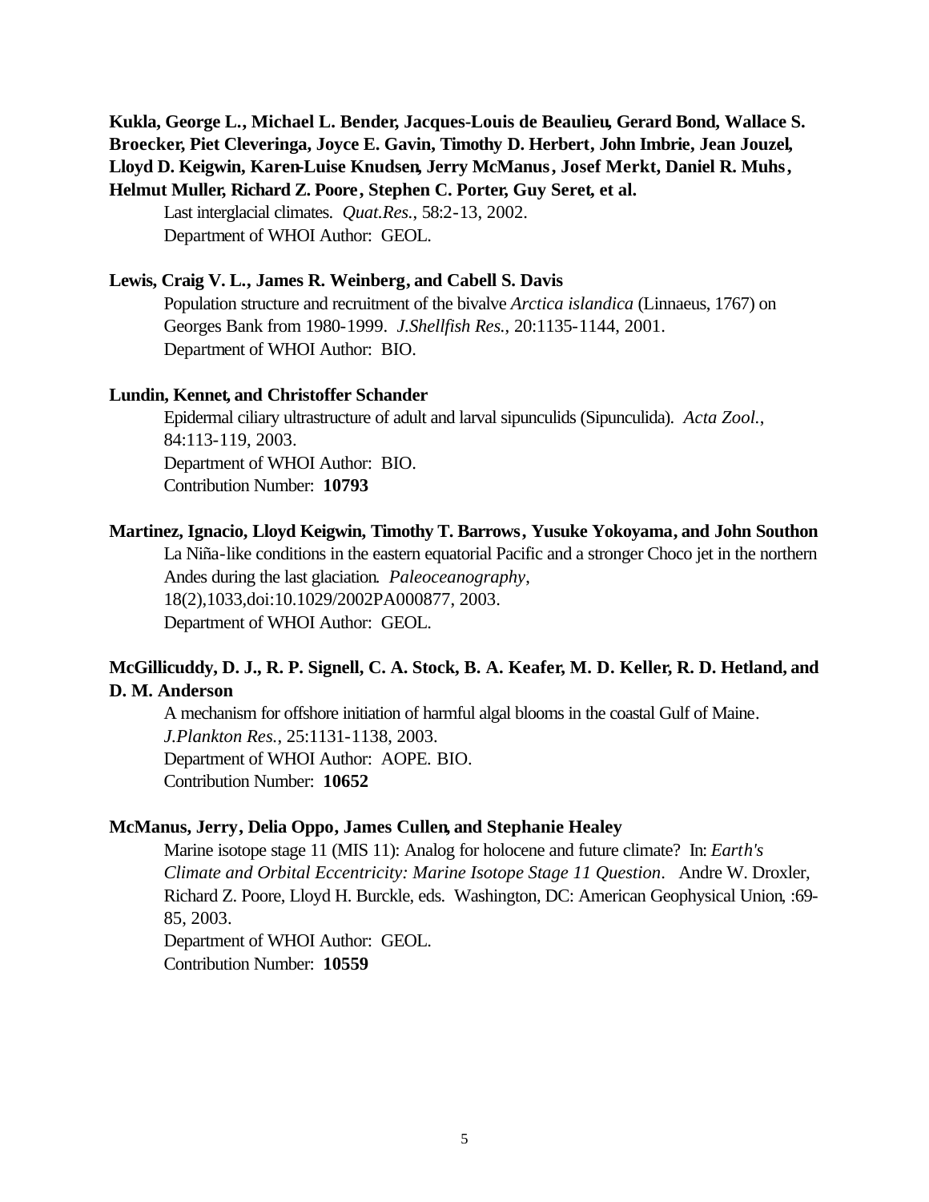**Kukla, George L., Michael L. Bender, Jacques-Louis de Beaulieu, Gerard Bond, Wallace S. Broecker, Piet Cleveringa, Joyce E. Gavin, Timothy D. Herbert, John Imbrie, Jean Jouzel, Lloyd D. Keigwin, Karen-Luise Knudsen, Jerry McManus, Josef Merkt, Daniel R. Muhs, Helmut Muller, Richard Z. Poore, Stephen C. Porter, Guy Seret, et al.**

Last interglacial climates. *Quat.Res.*, 58:2-13, 2002.
Department of WHOI Author: GEOL.

**Lewis, Craig V. L., James R. Weinberg, and Cabell S. Davis**

Population structure and recruitment of the bivalve *Arctica islandica* (Linnaeus, 1767) on Georges Bank from 1980-1999. *J.Shellfish Res.*, 20:1135-1144, 2001.
Department of WHOI Author: BIO.

**Lundin, Kennet, and Christoffer Schander**

Epidermal ciliary ultrastructure of adult and larval sipunculids (Sipunculida). *Acta Zool.*, 84:113-119, 2003.
Department of WHOI Author: BIO.
Contribution Number: **10793**

**Martinez, Ignacio, Lloyd Keigwin, Timothy T. Barrows, Yusuke Yokoyama, and John Southon**

La Niña-like conditions in the eastern equatorial Pacific and a stronger Choco jet in the northern Andes during the last glaciation. *Paleoceanography*, 18(2),1033,doi:10.1029/2002PA000877, 2003.
Department of WHOI Author: GEOL.

**McGillicuddy, D. J., R. P. Signell, C. A. Stock, B. A. Keafer, M. D. Keller, R. D. Hetland, and D. M. Anderson**

A mechanism for offshore initiation of harmful algal blooms in the coastal Gulf of Maine. *J.Plankton Res.*, 25:1131-1138, 2003.
Department of WHOI Author: AOPE. BIO.
Contribution Number: **10652**

**McManus, Jerry, Delia Oppo, James Cullen, and Stephanie Healey**

Marine isotope stage 11 (MIS 11): Analog for holocene and future climate? In: *Earth's Climate and Orbital Eccentricity: Marine Isotope Stage 11 Question*. Andre W. Droxler, Richard Z. Poore, Lloyd H. Burckle, eds. Washington, DC: American Geophysical Union, :69-85, 2003.
Department of WHOI Author: GEOL.
Contribution Number: **10559**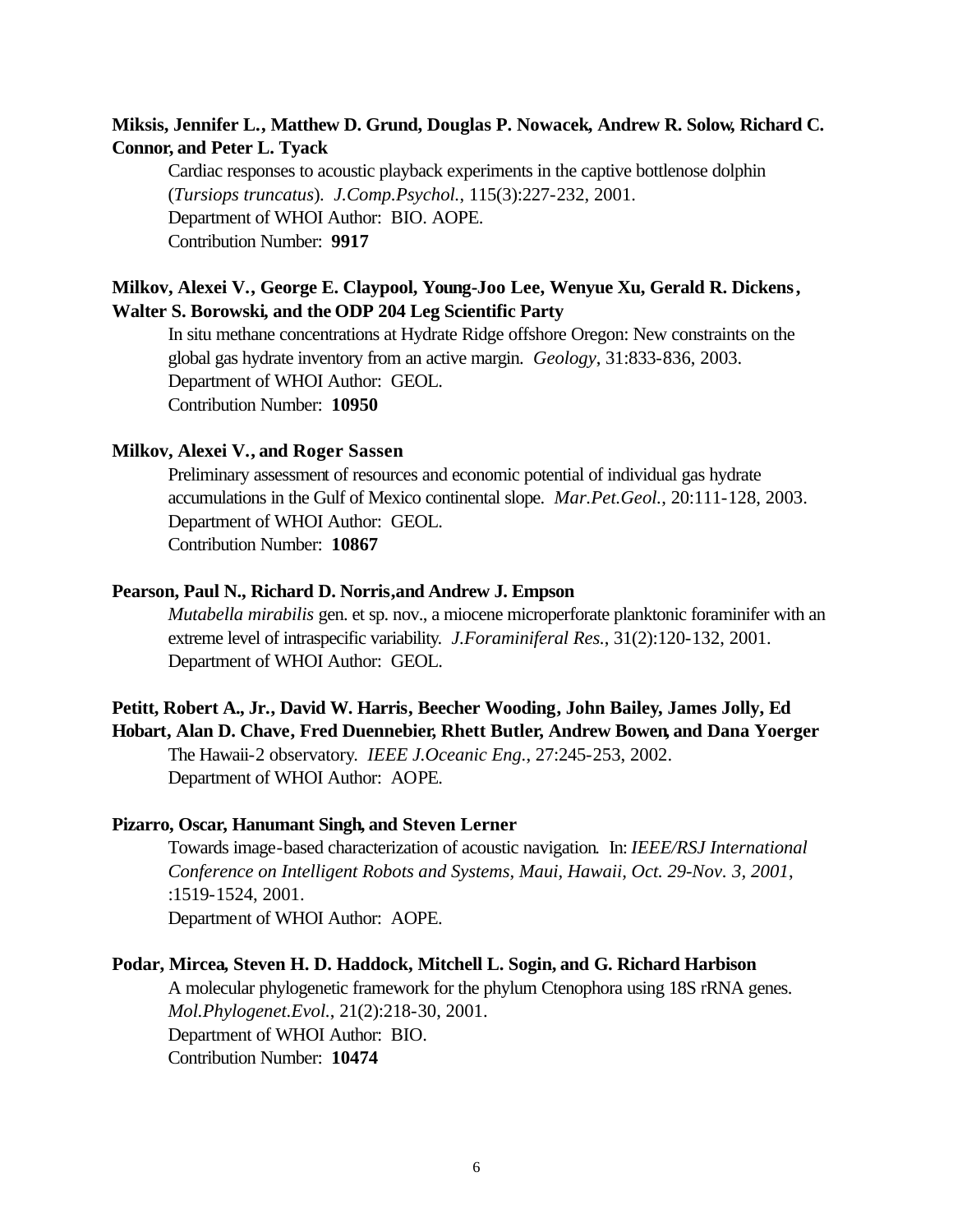**Miksis, Jennifer L., Matthew D. Grund, Douglas P. Nowacek, Andrew R. Solow, Richard C. Connor, and Peter L. Tyack**

Cardiac responses to acoustic playback experiments in the captive bottlenose dolphin (*Tursiops truncatus*). *J.Comp.Psychol.*, 115(3):227-232, 2001.
Department of WHOI Author: BIO. AOPE.
Contribution Number: **9917**

**Milkov, Alexei V., George E. Claypool, Young-Joo Lee, Wenyue Xu, Gerald R. Dickens, Walter S. Borowski, and the ODP 204 Leg Scientific Party**

In situ methane concentrations at Hydrate Ridge offshore Oregon: New constraints on the global gas hydrate inventory from an active margin. *Geology*, 31:833-836, 2003.
Department of WHOI Author: GEOL.
Contribution Number: **10950**

**Milkov, Alexei V., and Roger Sassen**

Preliminary assessment of resources and economic potential of individual gas hydrate accumulations in the Gulf of Mexico continental slope. *Mar.Pet.Geol.*, 20:111-128, 2003.
Department of WHOI Author: GEOL.
Contribution Number: **10867**

**Pearson, Paul N., Richard D. Norris,and Andrew J. Empson**

*Mutabella mirabilis* gen. et sp. nov., a miocene microperforate planktonic foraminifer with an extreme level of intraspecific variability. *J.Foraminiferal Res.*, 31(2):120-132, 2001.
Department of WHOI Author: GEOL.

**Petitt, Robert A., Jr., David W. Harris, Beecher Wooding, John Bailey, James Jolly, Ed Hobart, Alan D. Chave, Fred Duennebier, Rhett Butler, Andrew Bowen, and Dana Yoerger**

The Hawaii-2 observatory. *IEEE J.Oceanic Eng.*, 27:245-253, 2002.
Department of WHOI Author: AOPE.

**Pizarro, Oscar, Hanumant Singh, and Steven Lerner**

Towards image-based characterization of acoustic navigation. In: *IEEE/RSJ International Conference on Intelligent Robots and Systems, Maui, Hawaii, Oct. 29-Nov. 3, 2001*, :1519-1524, 2001.
Department of WHOI Author: AOPE.

**Podar, Mircea, Steven H. D. Haddock, Mitchell L. Sogin, and G. Richard Harbison**

A molecular phylogenetic framework for the phylum Ctenophora using 18S rRNA genes. *Mol.Phylogenet.Evol.*, 21(2):218-30, 2001.
Department of WHOI Author: BIO.
Contribution Number: **10474**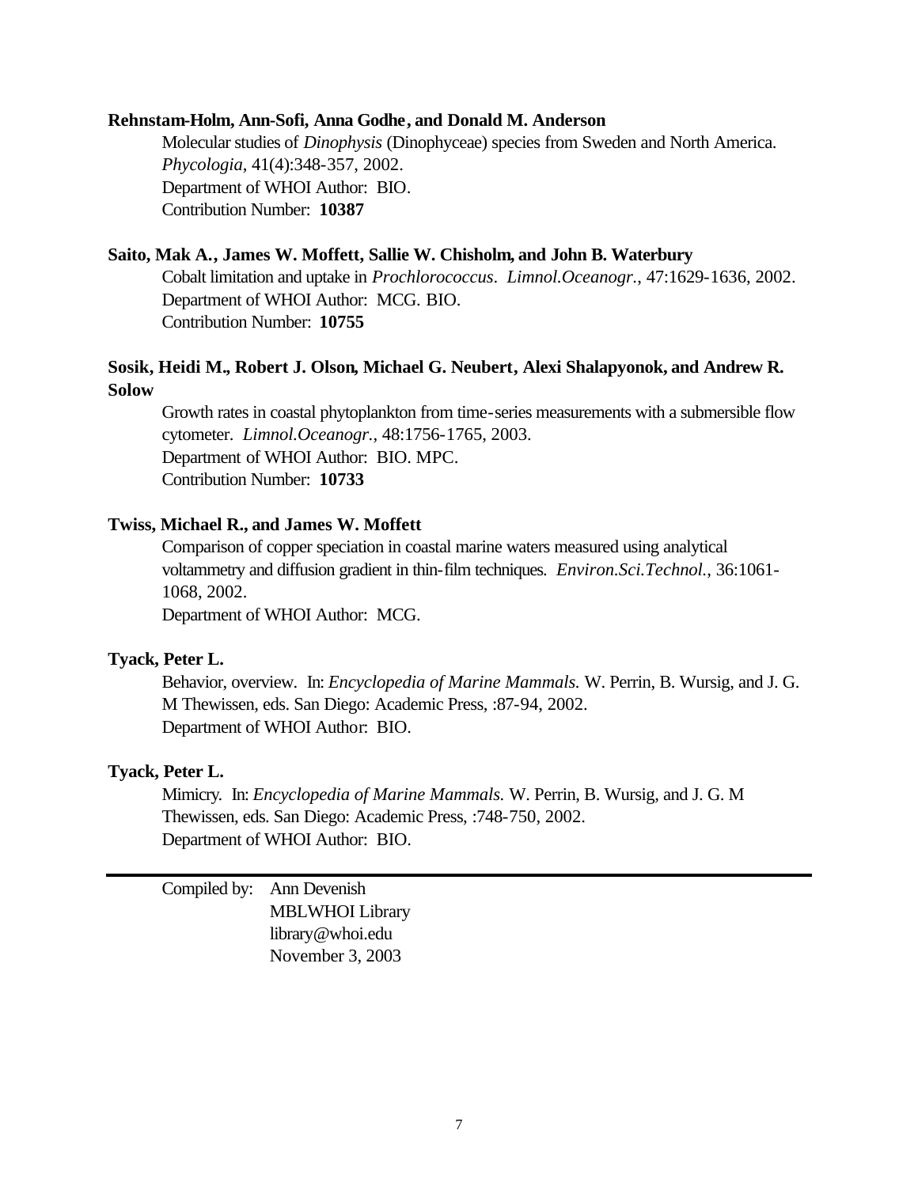**Rehnstam-Holm, Ann-Sofi, Anna Godhe, and Donald M. Anderson**

Molecular studies of *Dinophysis* (Dinophyceae) species from Sweden and North America. *Phycologia*, 41(4):348-357, 2002.
Department of WHOI Author: BIO.
Contribution Number: **10387**

**Saito, Mak A., James W. Moffett, Sallie W. Chisholm, and John B. Waterbury**

Cobalt limitation and uptake in *Prochlorococcus*. *Limnol.Oceanogr.*, 47:1629-1636, 2002.
Department of WHOI Author: MCG. BIO.
Contribution Number: **10755**

**Sosik, Heidi M., Robert J. Olson, Michael G. Neubert, Alexi Shalapyonok, and Andrew R. Solow**

Growth rates in coastal phytoplankton from time-series measurements with a submersible flow cytometer. *Limnol.Oceanogr.*, 48:1756-1765, 2003.
Department of WHOI Author: BIO. MPC.
Contribution Number: **10733**

**Twiss, Michael R., and James W. Moffett**

Comparison of copper speciation in coastal marine waters measured using analytical voltammetry and diffusion gradient in thin-film techniques. *Environ.Sci.Technol.*, 36:1061-1068, 2002.
Department of WHOI Author: MCG.

**Tyack, Peter L.**

Behavior, overview. In: *Encyclopedia of Marine Mammals.* W. Perrin, B. Wursig, and J. G. M Thewissen, eds. San Diego: Academic Press, :87-94, 2002.
Department of WHOI Author: BIO.

**Tyack, Peter L.**

Mimicry. In: *Encyclopedia of Marine Mammals.* W. Perrin, B. Wursig, and J. G. M Thewissen, eds. San Diego: Academic Press, :748-750, 2002.
Department of WHOI Author: BIO.

---

Compiled by: Ann Devenish
MBLWHOI Library
library@whoi.edu
November 3, 2003